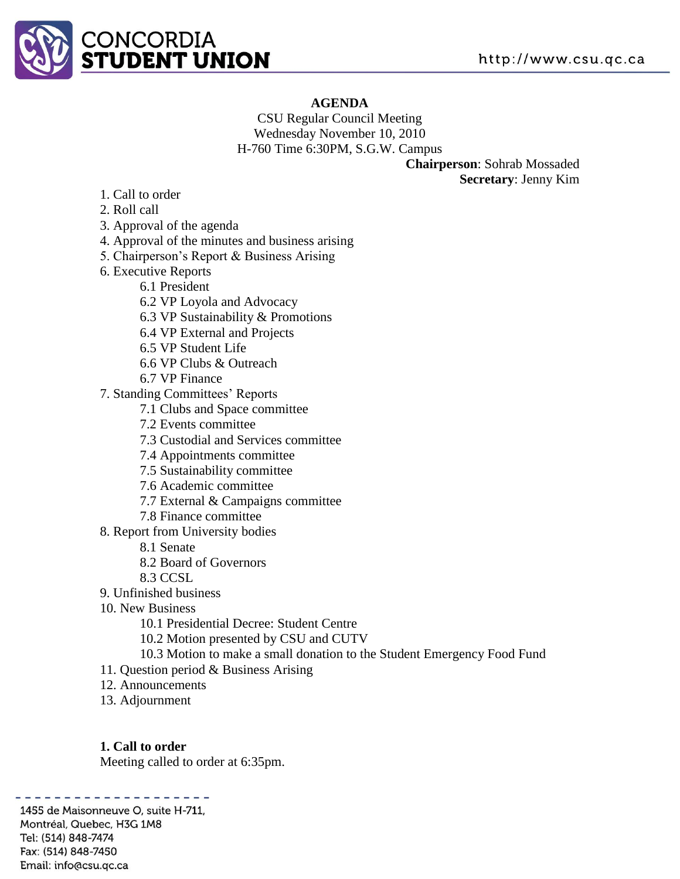# AGENDA

CSU Regular Council Meeting
Wednesday November 10, 2010
H-760 Time 6:30PM, S.G.W. Campus

**Chairperson**: Sohrab Mossaded
**Secretary**: Jenny Kim

1. Call to order
2. Roll call
3. Approval of the agenda
4. Approval of the minutes and business arising
5. Chairperson's Report & Business Arising
6. Executive Reports
   - 6.1 President
   - 6.2 VP Loyola and Advocacy
   - 6.3 VP Sustainability & Promotions
   - 6.4 VP External and Projects
   - 6.5 VP Student Life
   - 6.6 VP Clubs & Outreach
   - 6.7 VP Finance
7. Standing Committees' Reports
   - 7.1 Clubs and Space committee
   - 7.2 Events committee
   - 7.3 Custodial and Services committee
   - 7.4 Appointments committee
   - 7.5 Sustainability committee
   - 7.6 Academic committee
   - 7.7 External & Campaigns committee
   - 7.8 Finance committee
8. Report from University bodies
   - 8.1 Senate
   - 8.2 Board of Governors
   - 8.3 CCSL
9. Unfinished business
10. New Business
    - 10.1 Presidential Decree: Student Centre
    - 10.2 Motion presented by CSU and CUTV
    - 10.3 Motion to make a small donation to the Student Emergency Food Fund
11. Question period & Business Arising
12. Announcements
13. Adjournment

**1. Call to order**

Meeting called to order at 6:35pm.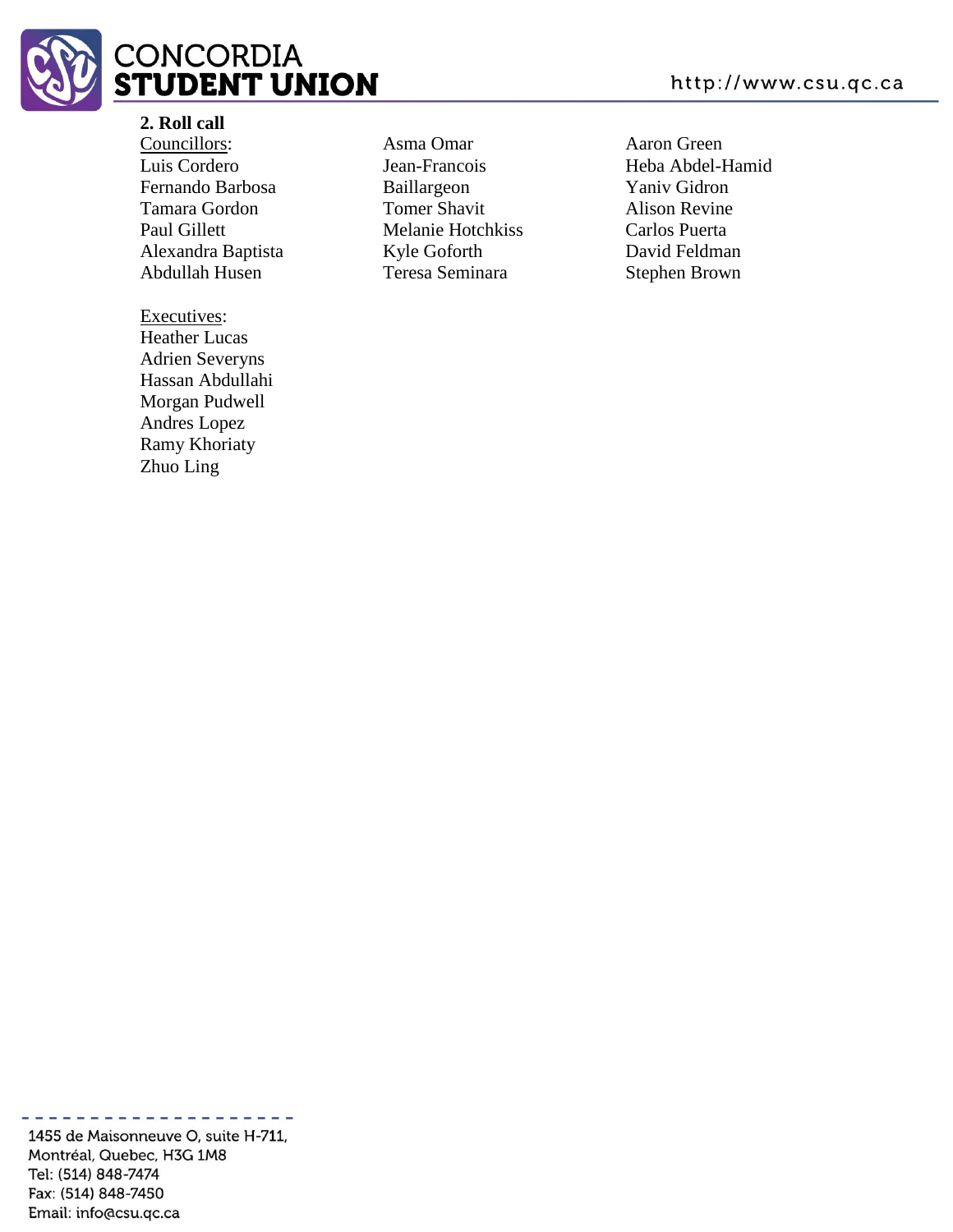**2. Roll call**

Councillors:

Luis Cordero
Fernando Barbosa
Tamara Gordon
Paul Gillett
Alexandra Baptista
Abdullah Husen
Asma Omar
Jean-Francois Baillargeon
Tomer Shavit
Melanie Hotchkiss
Kyle Goforth
Teresa Seminara
Aaron Green
Heba Abdel-Hamid
Yaniv Gidron
Alison Revine
Carlos Puerta
David Feldman
Stephen Brown

Executives:

Heather Lucas
Adrien Severyns
Hassan Abdullahi
Morgan Pudwell
Andres Lopez
Ramy Khoriaty
Zhuo Ling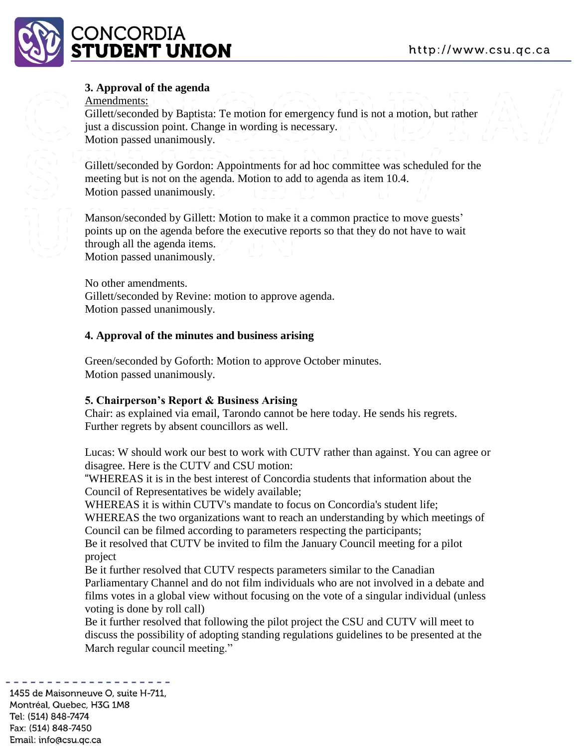### 3. Approval of the agenda

Amendments:

Gillett/seconded by Baptista: Te motion for emergency fund is not a motion, but rather just a discussion point. Change in wording is necessary.
Motion passed unanimously.

Gillett/seconded by Gordon: Appointments for ad hoc committee was scheduled for the meeting but is not on the agenda. Motion to add to agenda as item 10.4.
Motion passed unanimously.

Manson/seconded by Gillett: Motion to make it a common practice to move guests' points up on the agenda before the executive reports so that they do not have to wait through all the agenda items.
Motion passed unanimously.

No other amendments.
Gillett/seconded by Revine: motion to approve agenda.
Motion passed unanimously.

### 4. Approval of the minutes and business arising

Green/seconded by Goforth: Motion to approve October minutes.
Motion passed unanimously.

### 5. Chairperson's Report & Business Arising

Chair: as explained via email, Tarondo cannot be here today. He sends his regrets. Further regrets by absent councillors as well.

Lucas: W should work our best to work with CUTV rather than against. You can agree or disagree. Here is the CUTV and CSU motion:
"WHEREAS it is in the best interest of Concordia students that information about the Council of Representatives be widely available;
WHEREAS it is within CUTV's mandate to focus on Concordia's student life;
WHEREAS the two organizations want to reach an understanding by which meetings of Council can be filmed according to parameters respecting the participants;
Be it resolved that CUTV be invited to film the January Council meeting for a pilot project
Be it further resolved that CUTV respects parameters similar to the Canadian Parliamentary Channel and do not film individuals who are not involved in a debate and films votes in a global view without focusing on the vote of a singular individual (unless voting is done by roll call)
Be it further resolved that following the pilot project the CSU and CUTV will meet to discuss the possibility of adopting standing regulations guidelines to be presented at the March regular council meeting."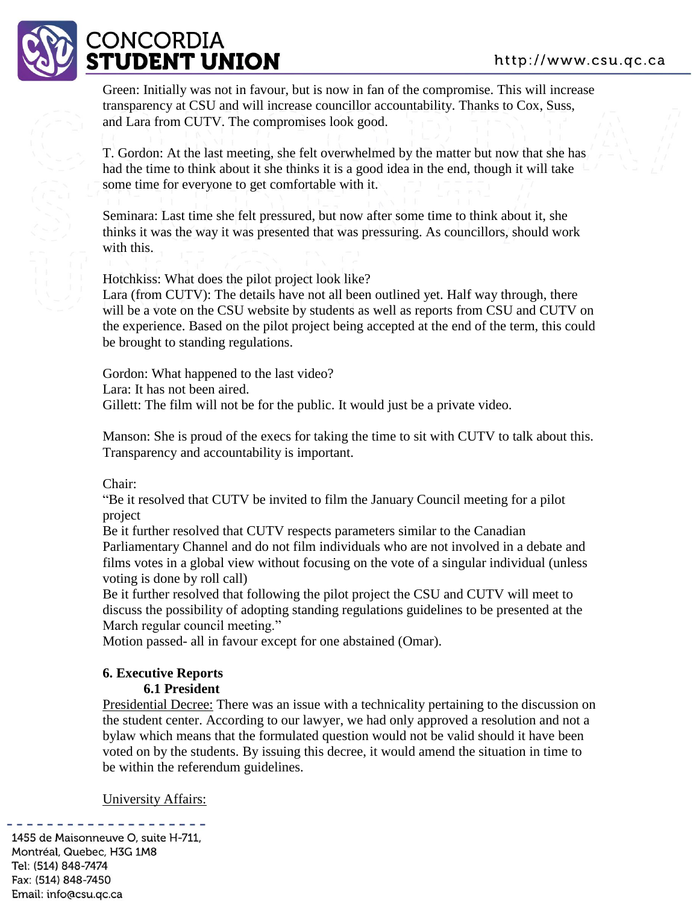Green: Initially was not in favour, but is now in fan of the compromise. This will increase transparency at CSU and will increase councillor accountability. Thanks to Cox, Suss, and Lara from CUTV. The compromises look good.

T. Gordon: At the last meeting, she felt overwhelmed by the matter but now that she has had the time to think about it she thinks it is a good idea in the end, though it will take some time for everyone to get comfortable with it.

Seminara: Last time she felt pressured, but now after some time to think about it, she thinks it was the way it was presented that was pressuring. As councillors, should work with this.

Hotchkiss: What does the pilot project look like?
Lara (from CUTV): The details have not all been outlined yet. Half way through, there will be a vote on the CSU website by students as well as reports from CSU and CUTV on the experience. Based on the pilot project being accepted at the end of the term, this could be brought to standing regulations.

Gordon: What happened to the last video?
Lara: It has not been aired.
Gillett: The film will not be for the public. It would just be a private video.

Manson: She is proud of the execs for taking the time to sit with CUTV to talk about this. Transparency and accountability is important.

Chair:
"Be it resolved that CUTV be invited to film the January Council meeting for a pilot project
Be it further resolved that CUTV respects parameters similar to the Canadian Parliamentary Channel and do not film individuals who are not involved in a debate and films votes in a global view without focusing on the vote of a singular individual (unless voting is done by roll call)
Be it further resolved that following the pilot project the CSU and CUTV will meet to discuss the possibility of adopting standing regulations guidelines to be presented at the March regular council meeting."
Motion passed- all in favour except for one abstained (Omar).

## 6. Executive Reports

### 6.1 President

Presidential Decree: There was an issue with a technicality pertaining to the discussion on the student center. According to our lawyer, we had only approved a resolution and not a bylaw which means that the formulated question would not be valid should it have been voted on by the students. By issuing this decree, it would amend the situation in time to be within the referendum guidelines.

University Affairs: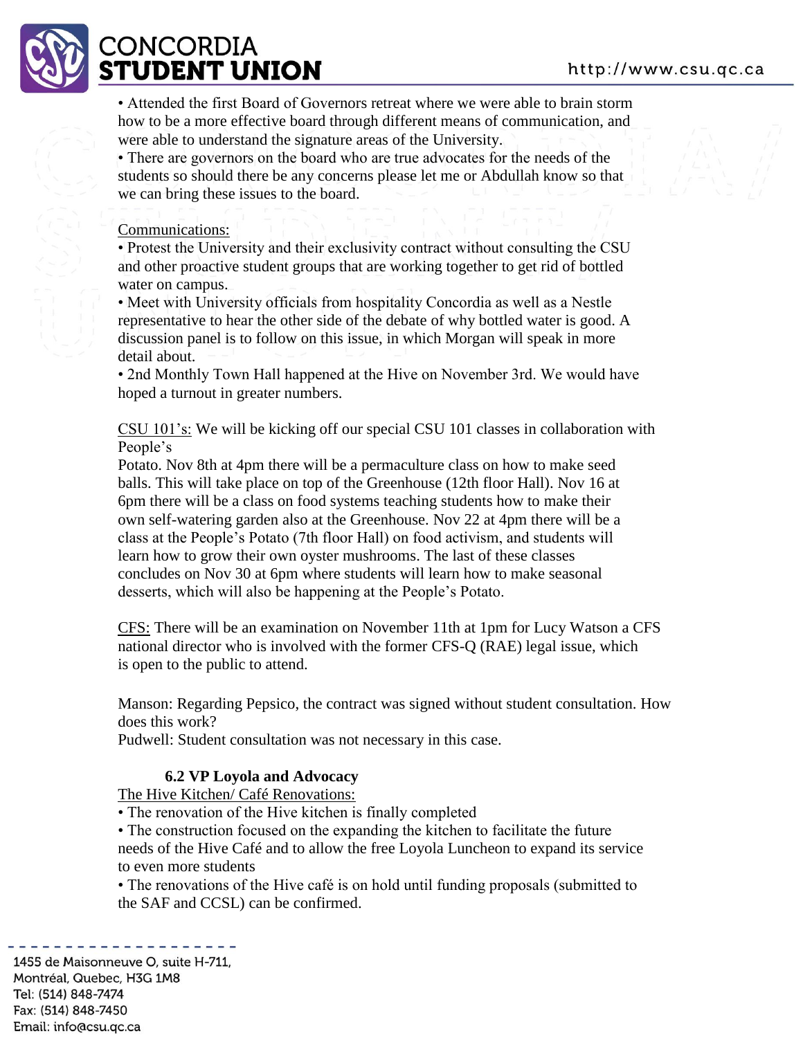• Attended the first Board of Governors retreat where we were able to brain storm how to be a more effective board through different means of communication, and were able to understand the signature areas of the University.
• There are governors on the board who are true advocates for the needs of the students so should there be any concerns please let me or Abdullah know so that we can bring these issues to the board.

Communications:
• Protest the University and their exclusivity contract without consulting the CSU and other proactive student groups that are working together to get rid of bottled water on campus.
• Meet with University officials from hospitality Concordia as well as a Nestle representative to hear the other side of the debate of why bottled water is good. A discussion panel is to follow on this issue, in which Morgan will speak in more detail about.
• 2nd Monthly Town Hall happened at the Hive on November 3rd. We would have hoped a turnout in greater numbers.

CSU 101's: We will be kicking off our special CSU 101 classes in collaboration with People's Potato. Nov 8th at 4pm there will be a permaculture class on how to make seed balls. This will take place on top of the Greenhouse (12th floor Hall). Nov 16 at 6pm there will be a class on food systems teaching students how to make their own self-watering garden also at the Greenhouse. Nov 22 at 4pm there will be a class at the People's Potato (7th floor Hall) on food activism, and students will learn how to grow their own oyster mushrooms. The last of these classes concludes on Nov 30 at 6pm where students will learn how to make seasonal desserts, which will also be happening at the People's Potato.

CFS: There will be an examination on November 11th at 1pm for Lucy Watson a CFS national director who is involved with the former CFS-Q (RAE) legal issue, which is open to the public to attend.

Manson: Regarding Pepsico, the contract was signed without student consultation. How does this work?
Pudwell: Student consultation was not necessary in this case.

### 6.2 VP Loyola and Advocacy

The Hive Kitchen/ Café Renovations:
• The renovation of the Hive kitchen is finally completed
• The construction focused on the expanding the kitchen to facilitate the future needs of the Hive Café and to allow the free Loyola Luncheon to expand its service to even more students
• The renovations of the Hive café is on hold until funding proposals (submitted to the SAF and CCSL) can be confirmed.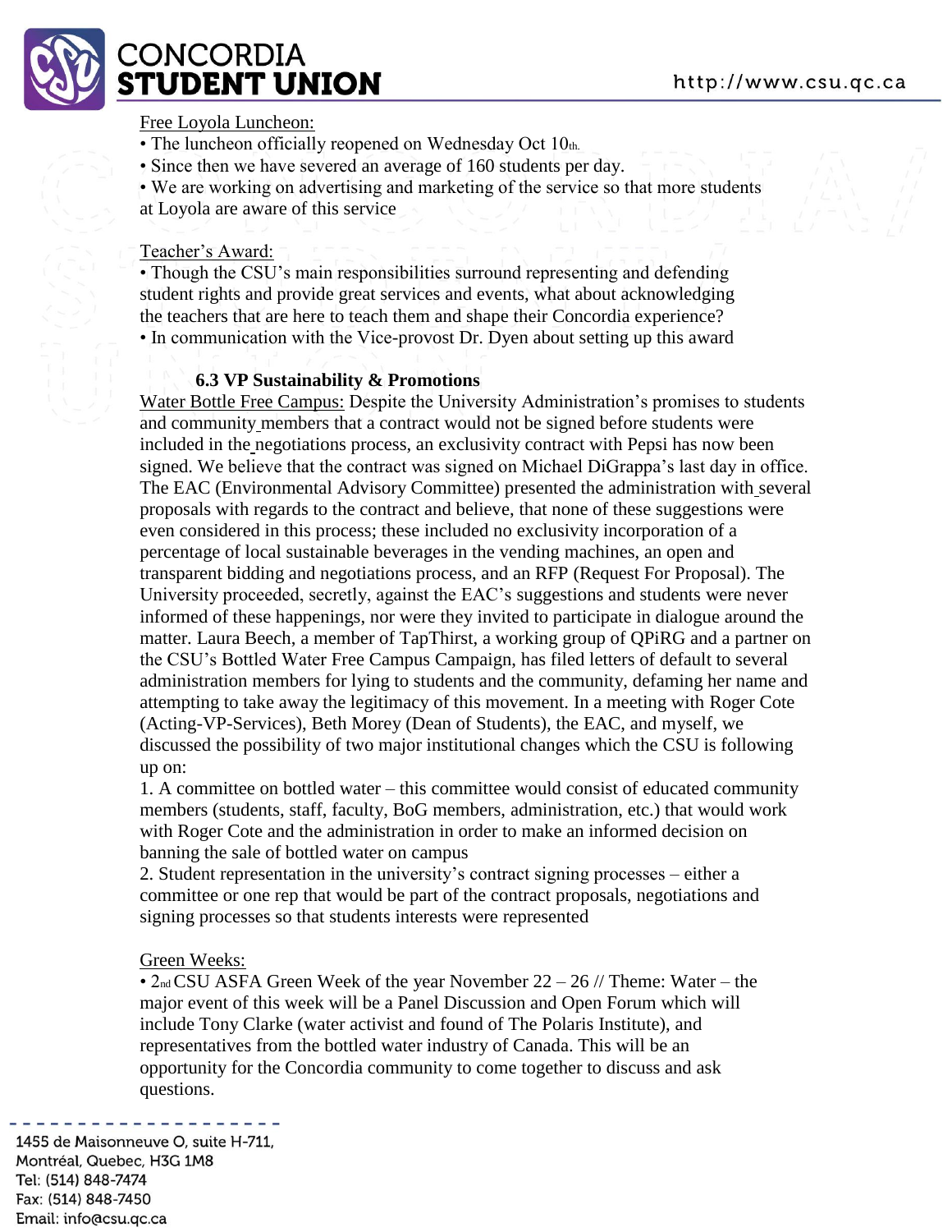Free Loyola Luncheon:

• The luncheon officially reopened on Wednesday Oct 10th.
• Since then we have severed an average of 160 students per day.
• We are working on advertising and marketing of the service so that more students at Loyola are aware of this service

Teacher's Award:

• Though the CSU's main responsibilities surround representing and defending student rights and provide great services and events, what about acknowledging the teachers that are here to teach them and shape their Concordia experience?
• In communication with the Vice-provost Dr. Dyen about setting up this award

### 6.3 VP Sustainability & Promotions

Water Bottle Free Campus: Despite the University Administration's promises to students and community members that a contract would not be signed before students were included in the negotiations process, an exclusivity contract with Pepsi has now been signed. We believe that the contract was signed on Michael DiGrappa's last day in office. The EAC (Environmental Advisory Committee) presented the administration with several proposals with regards to the contract and believe, that none of these suggestions were even considered in this process; these included no exclusivity incorporation of a percentage of local sustainable beverages in the vending machines, an open and transparent bidding and negotiations process, and an RFP (Request For Proposal). The University proceeded, secretly, against the EAC's suggestions and students were never informed of these happenings, nor were they invited to participate in dialogue around the matter. Laura Beech, a member of TapThirst, a working group of QPiRG and a partner on the CSU's Bottled Water Free Campus Campaign, has filed letters of default to several administration members for lying to students and the community, defaming her name and attempting to take away the legitimacy of this movement. In a meeting with Roger Cote (Acting-VP-Services), Beth Morey (Dean of Students), the EAC, and myself, we discussed the possibility of two major institutional changes which the CSU is following up on:

1. A committee on bottled water – this committee would consist of educated community members (students, staff, faculty, BoG members, administration, etc.) that would work with Roger Cote and the administration in order to make an informed decision on banning the sale of bottled water on campus
2. Student representation in the university's contract signing processes – either a committee or one rep that would be part of the contract proposals, negotiations and signing processes so that students interests were represented

Green Weeks:

• 2nd CSU ASFA Green Week of the year November 22 – 26 // Theme: Water – the major event of this week will be a Panel Discussion and Open Forum which will include Tony Clarke (water activist and found of The Polaris Institute), and representatives from the bottled water industry of Canada. This will be an opportunity for the Concordia community to come together to discuss and ask questions.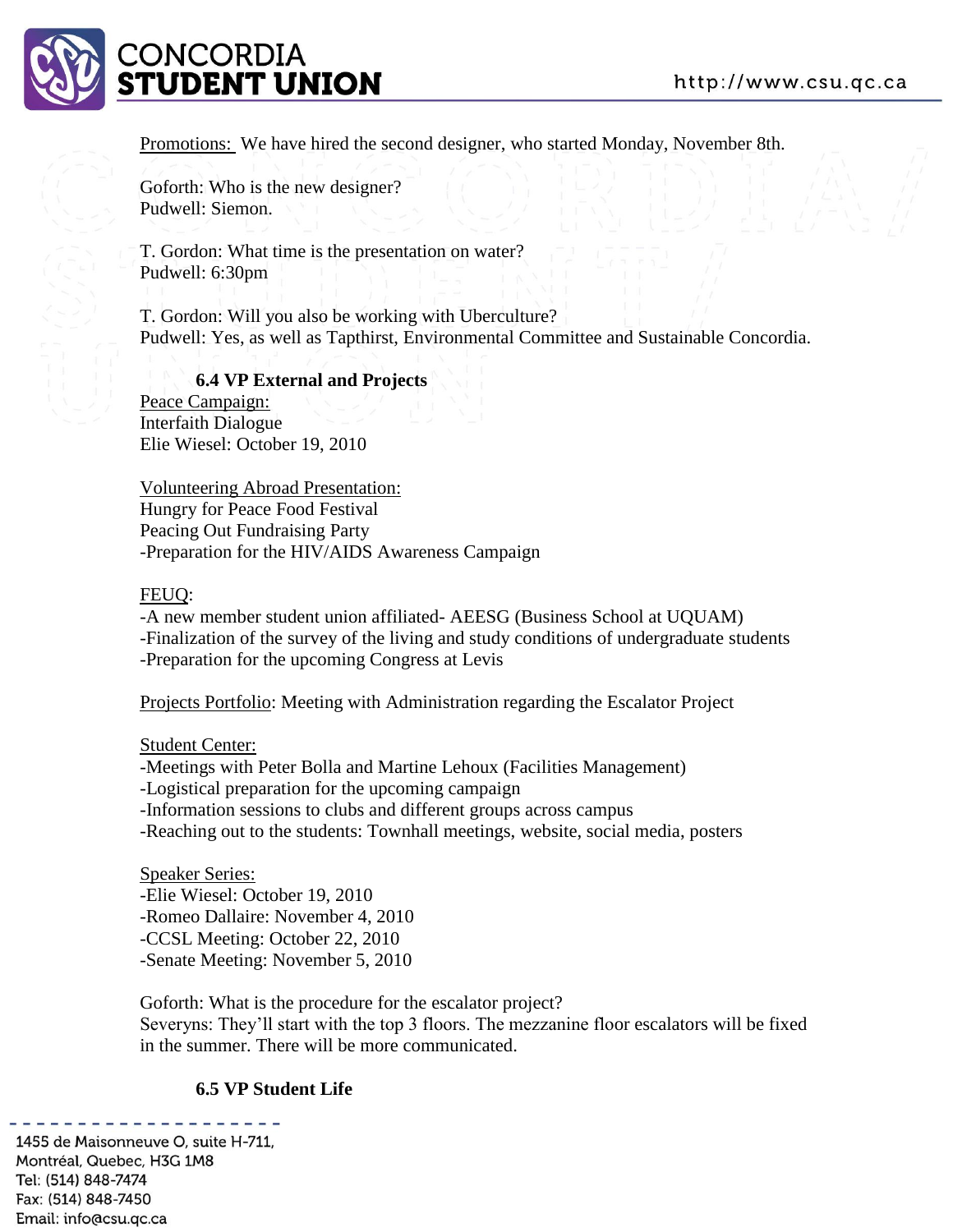Promotions: We have hired the second designer, who started Monday, November 8th.

Goforth: Who is the new designer?
Pudwell: Siemon.

T. Gordon: What time is the presentation on water?
Pudwell: 6:30pm

T. Gordon: Will you also be working with Uberculture?
Pudwell: Yes, as well as Tapthirst, Environmental Committee and Sustainable Concordia.

### 6.4 VP External and Projects

Peace Campaign:
Interfaith Dialogue
Elie Wiesel: October 19, 2010

Volunteering Abroad Presentation:
Hungry for Peace Food Festival
Peacing Out Fundraising Party
-Preparation for the HIV/AIDS Awareness Campaign

FEUQ:
-A new member student union affiliated- AEESG (Business School at UQUAM)
-Finalization of the survey of the living and study conditions of undergraduate students
-Preparation for the upcoming Congress at Levis

Projects Portfolio: Meeting with Administration regarding the Escalator Project

Student Center:
-Meetings with Peter Bolla and Martine Lehoux (Facilities Management)
-Logistical preparation for the upcoming campaign
-Information sessions to clubs and different groups across campus
-Reaching out to the students: Townhall meetings, website, social media, posters

Speaker Series:
-Elie Wiesel: October 19, 2010
-Romeo Dallaire: November 4, 2010
-CCSL Meeting: October 22, 2010
-Senate Meeting: November 5, 2010

Goforth: What is the procedure for the escalator project?
Severyns: They'll start with the top 3 floors. The mezzanine floor escalators will be fixed in the summer. There will be more communicated.

### 6.5 VP Student Life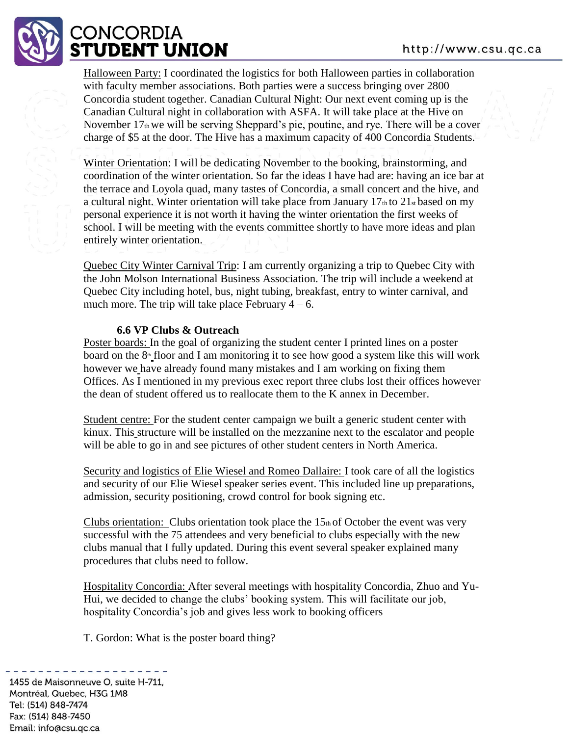Halloween Party: I coordinated the logistics for both Halloween parties in collaboration with faculty member associations. Both parties were a success bringing over 2800 Concordia student together. Canadian Cultural Night: Our next event coming up is the Canadian Cultural night in collaboration with ASFA. It will take place at the Hive on November 17th we will be serving Sheppard's pie, poutine, and rye. There will be a cover charge of $5 at the door. The Hive has a maximum capacity of 400 Concordia Students.

Winter Orientation: I will be dedicating November to the booking, brainstorming, and coordination of the winter orientation. So far the ideas I have had are: having an ice bar at the terrace and Loyola quad, many tastes of Concordia, a small concert and the hive, and a cultural night. Winter orientation will take place from January 17th to 21st based on my personal experience it is not worth it having the winter orientation the first weeks of school. I will be meeting with the events committee shortly to have more ideas and plan entirely winter orientation.

Quebec City Winter Carnival Trip: I am currently organizing a trip to Quebec City with the John Molson International Business Association. The trip will include a weekend at Quebec City including hotel, bus, night tubing, breakfast, entry to winter carnival, and much more. The trip will take place February 4 – 6.

### 6.6 VP Clubs & Outreach

Poster boards: In the goal of organizing the student center I printed lines on a poster board on the 8th floor and I am monitoring it to see how good a system like this will work however we have already found many mistakes and I am working on fixing them Offices. As I mentioned in my previous exec report three clubs lost their offices however the dean of student offered us to reallocate them to the K annex in December.

Student centre: For the student center campaign we built a generic student center with kinux. This structure will be installed on the mezzanine next to the escalator and people will be able to go in and see pictures of other student centers in North America.

Security and logistics of Elie Wiesel and Romeo Dallaire: I took care of all the logistics and security of our Elie Wiesel speaker series event. This included line up preparations, admission, security positioning, crowd control for book signing etc.

Clubs orientation: Clubs orientation took place the 15th of October the event was very successful with the 75 attendees and very beneficial to clubs especially with the new clubs manual that I fully updated. During this event several speaker explained many procedures that clubs need to follow.

Hospitality Concordia: After several meetings with hospitality Concordia, Zhuo and Yu-Hui, we decided to change the clubs' booking system. This will facilitate our job, hospitality Concordia's job and gives less work to booking officers

T. Gordon: What is the poster board thing?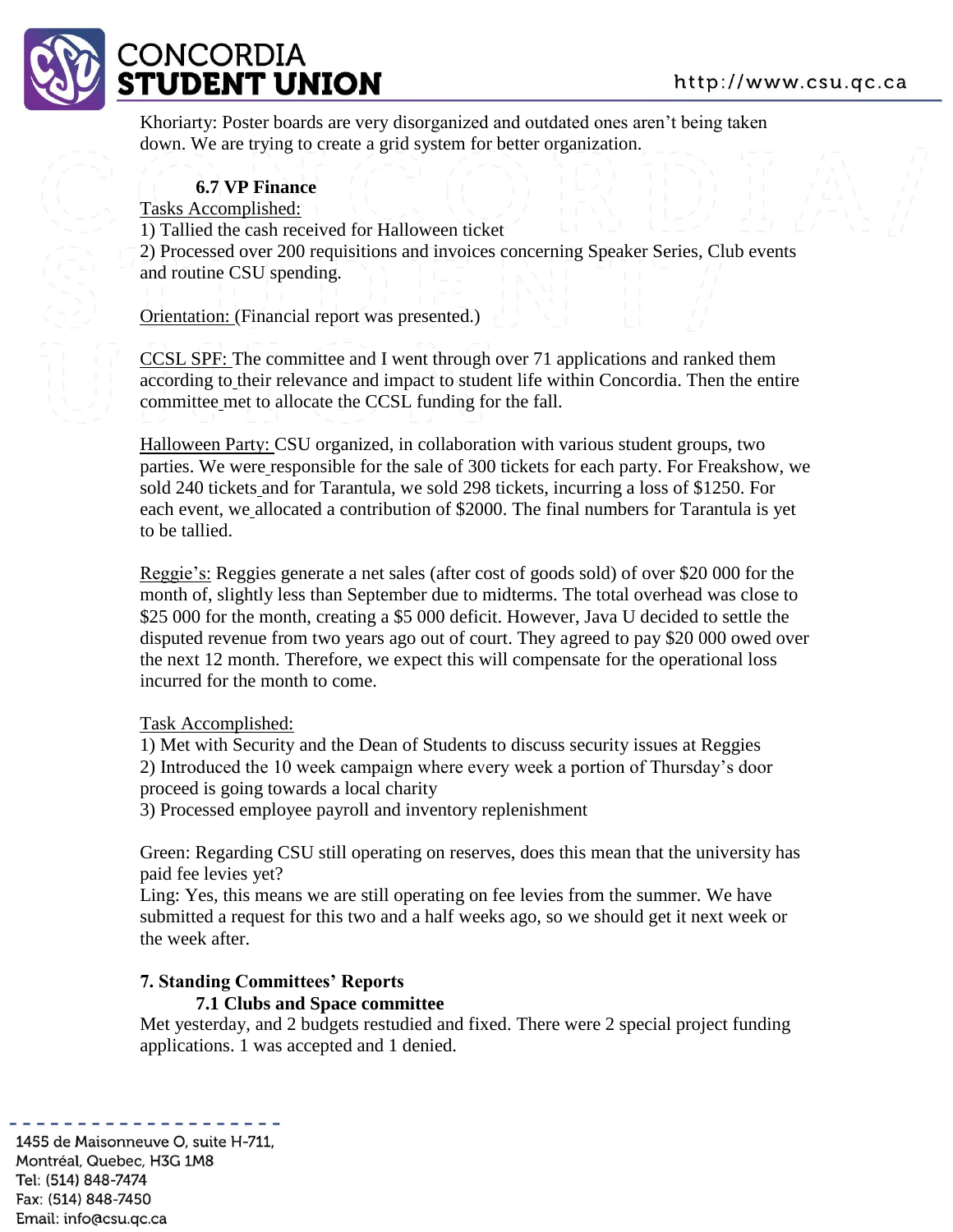Khoriarty: Poster boards are very disorganized and outdated ones aren't being taken down. We are trying to create a grid system for better organization.

### 6.7 VP Finance

Tasks Accomplished:

1) Tallied the cash received for Halloween ticket
2) Processed over 200 requisitions and invoices concerning Speaker Series, Club events and routine CSU spending.

Orientation: (Financial report was presented.)

CCSL SPF: The committee and I went through over 71 applications and ranked them according to their relevance and impact to student life within Concordia. Then the entire committee met to allocate the CCSL funding for the fall.

Halloween Party: CSU organized, in collaboration with various student groups, two parties. We were responsible for the sale of 300 tickets for each party. For Freakshow, we sold 240 tickets and for Tarantula, we sold 298 tickets, incurring a loss of $1250. For each event, we allocated a contribution of $2000. The final numbers for Tarantula is yet to be tallied.

Reggie's: Reggies generate a net sales (after cost of goods sold) of over $20 000 for the month of, slightly less than September due to midterms. The total overhead was close to $25 000 for the month, creating a $5 000 deficit. However, Java U decided to settle the disputed revenue from two years ago out of court. They agreed to pay $20 000 owed over the next 12 month. Therefore, we expect this will compensate for the operational loss incurred for the month to come.

Task Accomplished:

1) Met with Security and the Dean of Students to discuss security issues at Reggies
2) Introduced the 10 week campaign where every week a portion of Thursday's door proceed is going towards a local charity
3) Processed employee payroll and inventory replenishment

Green: Regarding CSU still operating on reserves, does this mean that the university has paid fee levies yet?
Ling: Yes, this means we are still operating on fee levies from the summer. We have submitted a request for this two and a half weeks ago, so we should get it next week or the week after.

## 7. Standing Committees' Reports

### 7.1 Clubs and Space committee

Met yesterday, and 2 budgets restudied and fixed. There were 2 special project funding applications. 1 was accepted and 1 denied.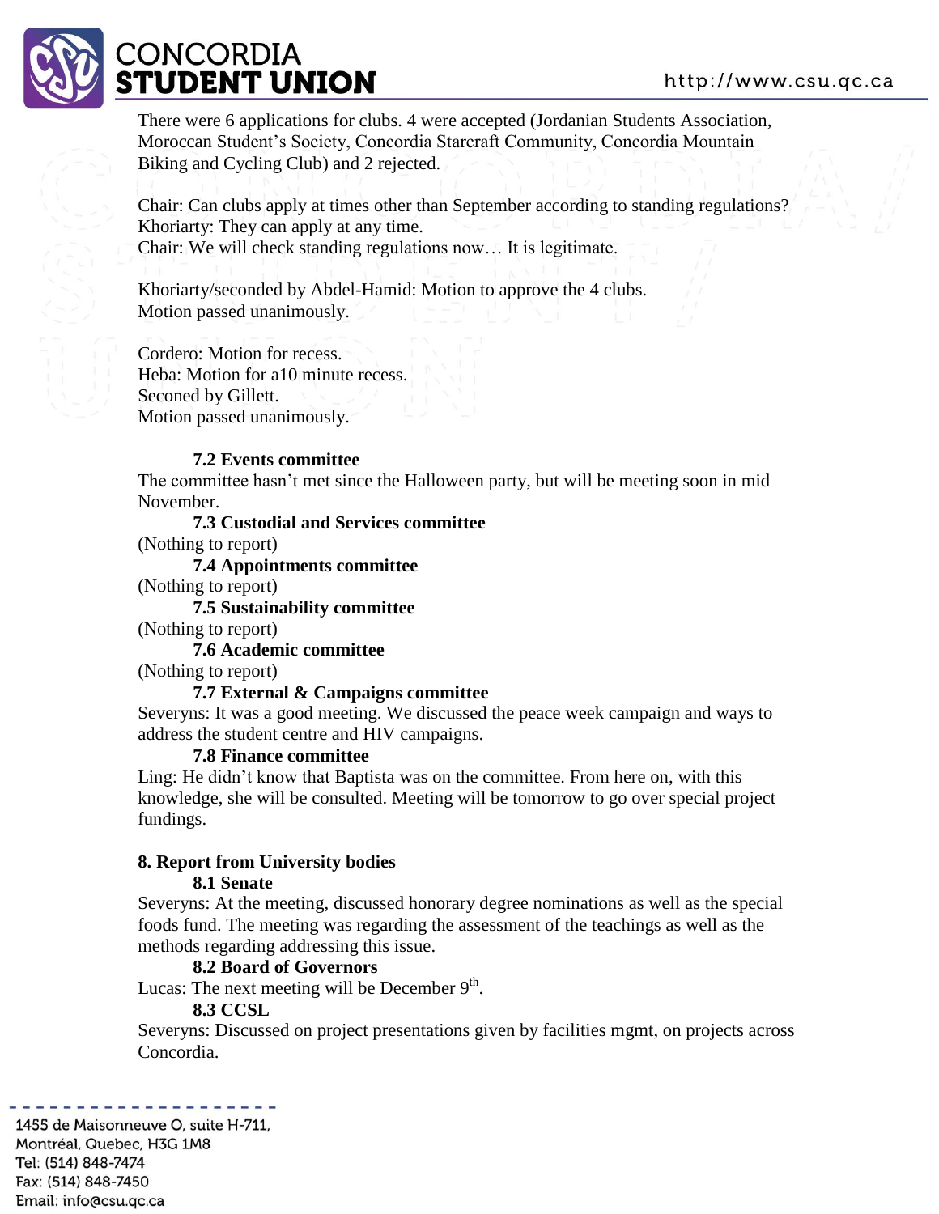There were 6 applications for clubs. 4 were accepted (Jordanian Students Association, Moroccan Student's Society, Concordia Starcraft Community, Concordia Mountain Biking and Cycling Club) and 2 rejected.

Chair: Can clubs apply at times other than September according to standing regulations?
Khoriarty: They can apply at any time.
Chair: We will check standing regulations now… It is legitimate.

Khoriarty/seconded by Abdel-Hamid: Motion to approve the 4 clubs.
Motion passed unanimously.

Cordero: Motion for recess.
Heba: Motion for a10 minute recess.
Seconed by Gillett.
Motion passed unanimously.

### 7.2 Events committee

The committee hasn't met since the Halloween party, but will be meeting soon in mid November.

### 7.3 Custodial and Services committee

(Nothing to report)

### 7.4 Appointments committee

(Nothing to report)

### 7.5 Sustainability committee

(Nothing to report)

### 7.6 Academic committee

(Nothing to report)

### 7.7 External & Campaigns committee

Severyns: It was a good meeting. We discussed the peace week campaign and ways to address the student centre and HIV campaigns.

### 7.8 Finance committee

Ling: He didn't know that Baptista was on the committee. From here on, with this knowledge, she will be consulted. Meeting will be tomorrow to go over special project fundings.

## 8. Report from University bodies

### 8.1 Senate

Severyns: At the meeting, discussed honorary degree nominations as well as the special foods fund. The meeting was regarding the assessment of the teachings as well as the methods regarding addressing this issue.

### 8.2 Board of Governors

Lucas: The next meeting will be December 9th.

### 8.3 CCSL

Severyns: Discussed on project presentations given by facilities mgmt, on projects across Concordia.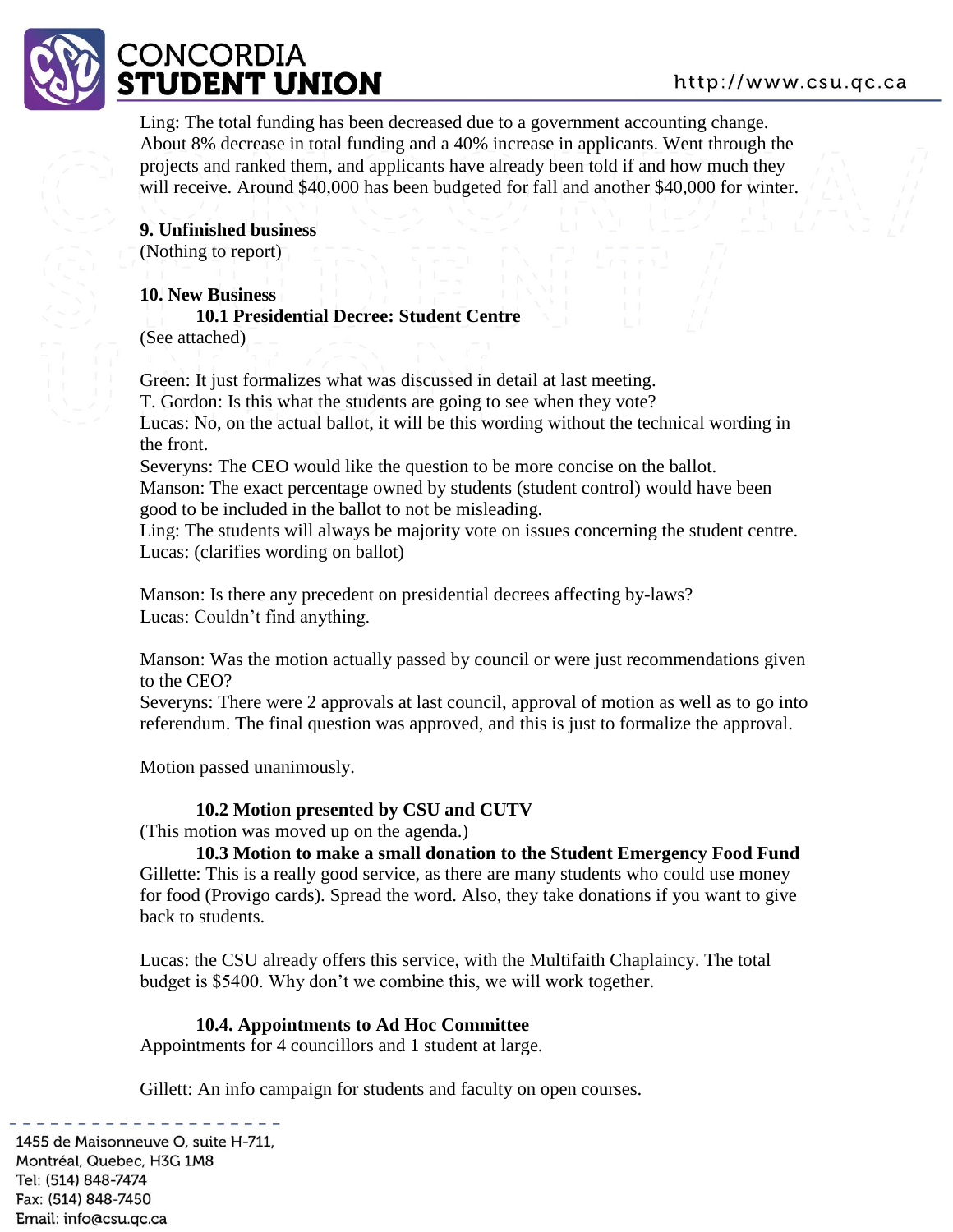Ling: The total funding has been decreased due to a government accounting change. About 8% decrease in total funding and a 40% increase in applicants. Went through the projects and ranked them, and applicants have already been told if and how much they will receive. Around $40,000 has been budgeted for fall and another $40,000 for winter.

**9. Unfinished business**

(Nothing to report)

**10. New Business**

**10.1 Presidential Decree: Student Centre**

(See attached)

Green: It just formalizes what was discussed in detail at last meeting.
T. Gordon: Is this what the students are going to see when they vote?
Lucas: No, on the actual ballot, it will be this wording without the technical wording in the front.
Severyns: The CEO would like the question to be more concise on the ballot.
Manson: The exact percentage owned by students (student control) would have been good to be included in the ballot to not be misleading.
Ling: The students will always be majority vote on issues concerning the student centre.
Lucas: (clarifies wording on ballot)

Manson: Is there any precedent on presidential decrees affecting by-laws?
Lucas: Couldn't find anything.

Manson: Was the motion actually passed by council or were just recommendations given to the CEO?
Severyns: There were 2 approvals at last council, approval of motion as well as to go into referendum. The final question was approved, and this is just to formalize the approval.

Motion passed unanimously.

**10.2 Motion presented by CSU and CUTV**

(This motion was moved up on the agenda.)

**10.3 Motion to make a small donation to the Student Emergency Food Fund**

Gillette: This is a really good service, as there are many students who could use money for food (Provigo cards). Spread the word. Also, they take donations if you want to give back to students.

Lucas: the CSU already offers this service, with the Multifaith Chaplaincy. The total budget is $5400. Why don't we combine this, we will work together.

**10.4. Appointments to Ad Hoc Committee**

Appointments for 4 councillors and 1 student at large.

Gillett: An info campaign for students and faculty on open courses.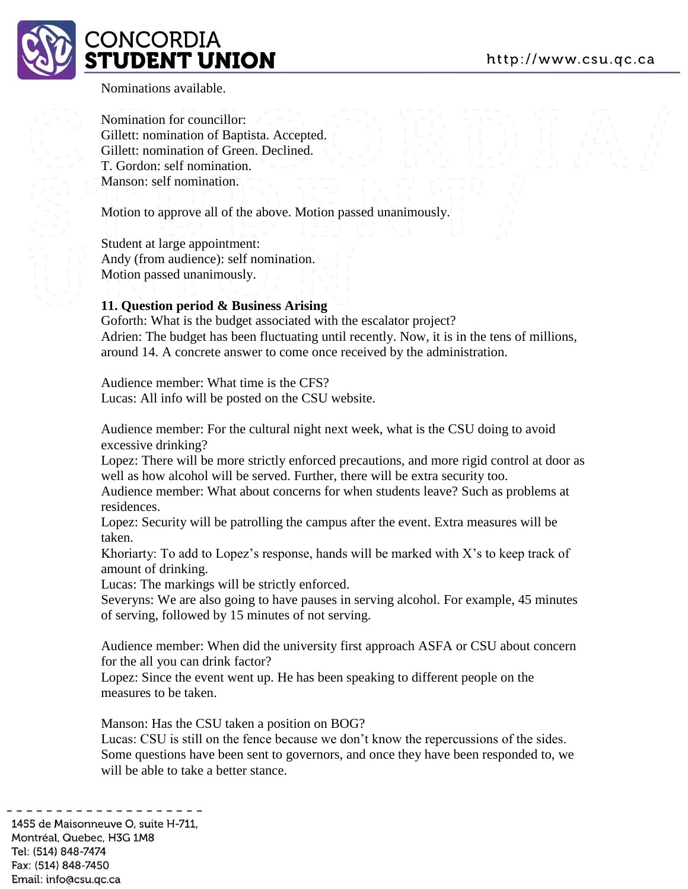Nominations available.

Nomination for councillor:
Gillett: nomination of Baptista. Accepted.
Gillett: nomination of Green. Declined.
T. Gordon: self nomination.
Manson: self nomination.

Motion to approve all of the above. Motion passed unanimously.

Student at large appointment:
Andy (from audience): self nomination.
Motion passed unanimously.

**11. Question period & Business Arising**

Goforth: What is the budget associated with the escalator project?
Adrien: The budget has been fluctuating until recently. Now, it is in the tens of millions, around 14. A concrete answer to come once received by the administration.

Audience member: What time is the CFS?
Lucas: All info will be posted on the CSU website.

Audience member: For the cultural night next week, what is the CSU doing to avoid excessive drinking?
Lopez: There will be more strictly enforced precautions, and more rigid control at door as well as how alcohol will be served. Further, there will be extra security too.
Audience member: What about concerns for when students leave? Such as problems at residences.
Lopez: Security will be patrolling the campus after the event. Extra measures will be taken.
Khoriarty: To add to Lopez's response, hands will be marked with X's to keep track of amount of drinking.
Lucas: The markings will be strictly enforced.
Severyns: We are also going to have pauses in serving alcohol. For example, 45 minutes of serving, followed by 15 minutes of not serving.

Audience member: When did the university first approach ASFA or CSU about concern for the all you can drink factor?
Lopez: Since the event went up. He has been speaking to different people on the measures to be taken.

Manson: Has the CSU taken a position on BOG?
Lucas: CSU is still on the fence because we don't know the repercussions of the sides. Some questions have been sent to governors, and once they have been responded to, we will be able to take a better stance.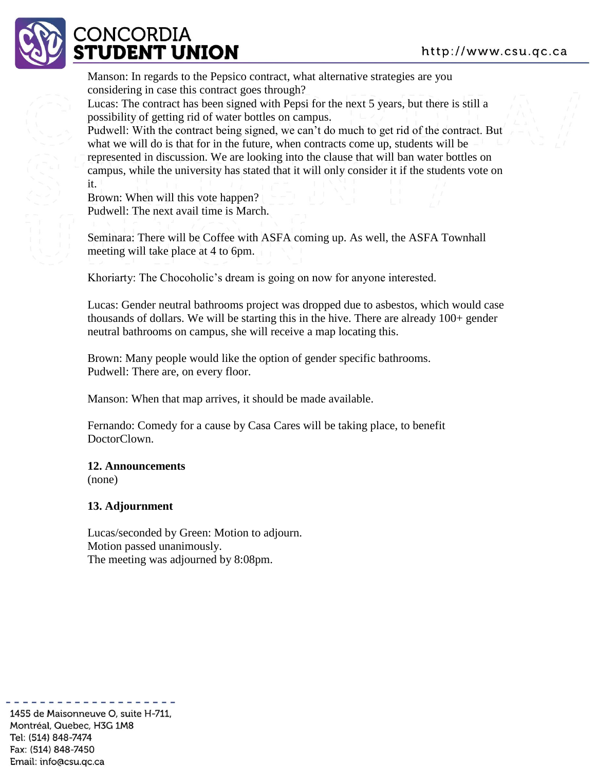Manson: In regards to the Pepsico contract, what alternative strategies are you considering in case this contract goes through?

Lucas: The contract has been signed with Pepsi for the next 5 years, but there is still a possibility of getting rid of water bottles on campus.

Pudwell: With the contract being signed, we can't do much to get rid of the contract. But what we will do is that for in the future, when contracts come up, students will be represented in discussion. We are looking into the clause that will ban water bottles on campus, while the university has stated that it will only consider it if the students vote on it.

Brown: When will this vote happen?

Pudwell: The next avail time is March.

Seminara: There will be Coffee with ASFA coming up. As well, the ASFA Townhall meeting will take place at 4 to 6pm.

Khoriarty: The Chocoholic's dream is going on now for anyone interested.

Lucas: Gender neutral bathrooms project was dropped due to asbestos, which would case thousands of dollars. We will be starting this in the hive. There are already 100+ gender neutral bathrooms on campus, she will receive a map locating this.

Brown: Many people would like the option of gender specific bathrooms.

Pudwell: There are, on every floor.

Manson: When that map arrives, it should be made available.

Fernando: Comedy for a cause by Casa Cares will be taking place, to benefit DoctorClown.

**12. Announcements**

(none)

**13. Adjournment**

Lucas/seconded by Green: Motion to adjourn.

Motion passed unanimously.

The meeting was adjourned by 8:08pm.